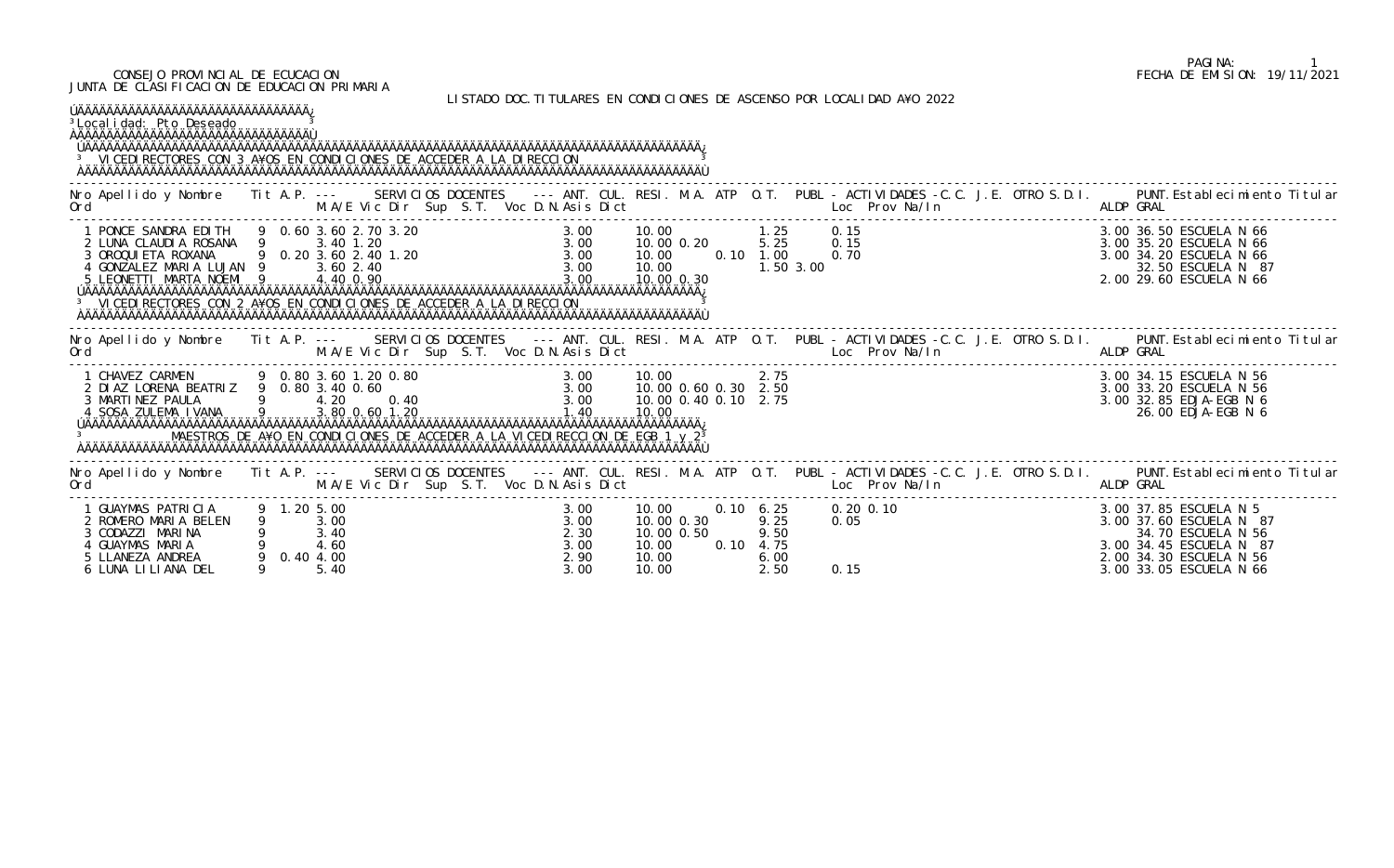CONSEJO PROVINCIAL DE ECUCACION
JUNTA DE CLASIFICACION DE EDUCACION PRIMARIA

FECHA DE EMISION: 19/11/2021

LISTADO DOC.TITULARES EN CONDICIONES DE ASCENSO POR LOCALIDAD A¥O 2022

Localidad: Pto Deseado

## VICEDIRECTORES CON 3 A¥OS EN CONDICIONES DE ACCEDER A LA DIRECCION

| Nro Ord | Apellido y Nombre | Tit | A.P. | M.A/E | Vic | Dir | Sup | S.T. | Voc | D.N. | Asis | Dict | ANT. | CUL. | RESI. | M.A. | ATP | O.T. | PUBL | Loc | Prov | Na/In | C.C. | J.E. | OTRO | S.D.I. | ALDP | PUNT. GRAL | Establecimiento Titular |
|---|---|---|---|---|---|---|---|---|---|---|---|---|---|---|---|---|---|---|---|---|---|---|---|---|---|---|---|---|---|
| 1 | PONCE SANDRA EDITH | 9 | 0.60 | 3.60 | 2.70 | 3.20 | | | | | 3.00 | | 10.00 | | | | | 1.25 | | 0.15 | | | | | | | 3.00 | 36.50 | ESCUELA N 66 |
| 2 | LUNA CLAUDIA ROSANA | 9 | | 3.40 | 1.20 | | | | | | 3.00 | | 10.00 | 0.20 | | | | 5.25 | | 0.15 | | | | | | | 3.00 | 35.20 | ESCUELA N 66 |
| 3 | OROQUIETA ROXANA | 9 | 0.20 | 3.60 | 2.40 | 1.20 | | | | | 3.00 | | 10.00 | | | 0.10 | | 1.00 | | 0.70 | | | | | | | 3.00 | 34.20 | ESCUELA N 66 |
| 4 | GONZALEZ MARIA LUJAN | 9 | | 3.60 | 2.40 | | | | | | 3.00 | | 10.00 | | | | | 1.50 | 3.00 | | | | | | | | | 32.50 | ESCUELA N 87 |
| 5 | LEONETTI MARTA NOEMI | 9 | | 4.40 | 0.90 | | | | | | 3.00 | | 10.00 | 0.30 | | | | | | | | | | | | | 2.00 | 29.60 | ESCUELA N 66 |

## VICEDIRECTORES CON 2 A¥OS EN CONDICIONES DE ACCEDER A LA DIRECCION

| Nro Ord | Apellido y Nombre | Tit | A.P. | M.A/E | Vic | Dir | Sup | S.T. | Voc | D.N. | Asis | Dict | ANT. | CUL. | RESI. | M.A. | ATP | O.T. | PUBL | Loc | Prov | Na/In | C.C. | J.E. | OTRO | S.D.I. | ALDP | PUNT. GRAL | Establecimiento Titular |
|---|---|---|---|---|---|---|---|---|---|---|---|---|---|---|---|---|---|---|---|---|---|---|---|---|---|---|---|---|---|
| 1 | CHAVEZ CARMEN | 9 | 0.80 | 3.60 | 1.20 | 0.80 | | | | | 3.00 | | 10.00 | | | | | 2.75 | | | | | | | | | 3.00 | 34.15 | ESCUELA N 56 |
| 2 | DIAZ LORENA BEATRIZ | 9 | 0.80 | 3.40 | 0.60 | | | | | | 3.00 | | 10.00 | 0.60 | 0.30 | | | 2.50 | | | | | | | | | 3.00 | 33.20 | ESCUELA N 56 |
| 3 | MARTINEZ PAULA | 9 | | 4.20 | | 0.40 | | | | | 3.00 | | 10.00 | 0.40 | 0.10 | | | 2.75 | | | | | | | | | 3.00 | 32.85 | EDJA-EGB N 6 |
| 4 | SOSA ZULEMA IVANA | 9 | | 3.80 | 0.60 | 1.20 | | | | | 1.40 | | 10.00 | | | | | | | | | | | | | | | 26.00 | EDJA-EGB N 6 |

## MAESTROS DE A¥O EN CONDICIONES DE ACCEDER A LA VICEDIRECCION DE EGB 1 y 2

| Nro Ord | Apellido y Nombre | Tit | A.P. | M.A/E | Vic | Dir | Sup | S.T. | Voc | D.N. | Asis | Dict | ANT. | CUL. | RESI. | M.A. | ATP | O.T. | PUBL | Loc | Prov | Na/In | C.C. | J.E. | OTRO | S.D.I. | ALDP | PUNT. GRAL | Establecimiento Titular |
|---|---|---|---|---|---|---|---|---|---|---|---|---|---|---|---|---|---|---|---|---|---|---|---|---|---|---|---|---|---|
| 1 | GUAYMAS PATRICIA | 9 | 1.20 | 5.00 | | | | | | | 3.00 | | 10.00 | | | 0.10 | | 6.25 | | 0.20 | 0.10 | | | | | | 3.00 | 37.85 | ESCUELA N 5 |
| 2 | ROMERO MARIA BELEN | 9 | | 3.00 | | | | | | | 3.00 | | 10.00 | 0.30 | | | | 9.25 | | 0.05 | | | | | | | 3.00 | 37.60 | ESCUELA N 87 |
| 3 | CODAZZI MARINA | 9 | | 3.40 | | | | | | | 2.30 | | 10.00 | 0.50 | | | | 9.50 | | | | | | | | | | 34.70 | ESCUELA N 56 |
| 4 | GUAYMAS MARIA | 9 | | 4.60 | | | | | | | 3.00 | | 10.00 | | | 0.10 | | 4.75 | | | | | | | | | 3.00 | 34.45 | ESCUELA N 87 |
| 5 | LLANEZA ANDREA | 9 | 0.40 | 4.00 | | | | | | | 2.90 | | 10.00 | | | | | 6.00 | | | | | | | | | 2.00 | 34.30 | ESCUELA N 56 |
| 6 | LUNA LILIANA DEL | 9 | | 5.40 | | | | | | | 3.00 | | 10.00 | | | | | 2.50 | | 0.15 | | | | | | | 3.00 | 33.05 | ESCUELA N 66 |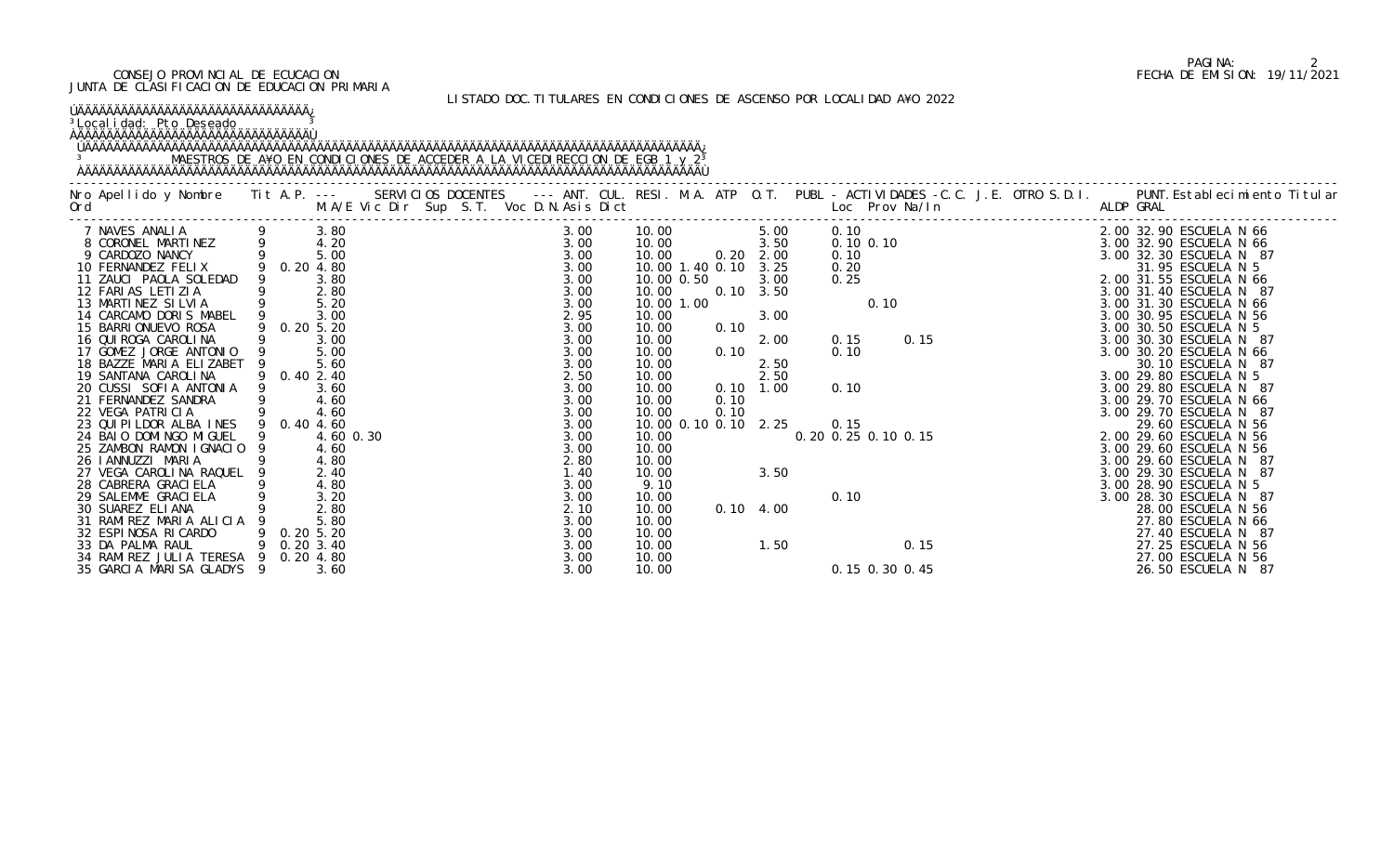CONSEJO PROVINCIAL DE ECUCACION
JUNTA DE CLASIFICACION DE EDUCACION PRIMARIA

FECHA DE EMISION: 19/11/2021

LISTADO DOC.TITULARES EN CONDICIONES DE ASCENSO POR LOCALIDAD A¥O 2022

Localidad: Pto Deseado

MAESTROS DE A¥O EN CONDICIONES DE ACCEDER A LA VICEDIRECCION DE EGB 1 y 2

| Nro Ord | Apellido y Nombre | Tit | A.P. | --- M.A/E | Vic | Dir | SERVICIOS DOCENTES Sup | S.T. | Voc | D.N. | Asis | --- Dict | ANT. | CUL. | RESI. | M.A. | ATP | O.T. | PUBL | - ACTIVIDADES -C.C. Loc | Prov | Na/In | J.E. | OTRO | S.D.I. | ALDP | PUNT. GRAL | Establecimiento Titular |
|---|---|---|---|---|---|---|---|---|---|---|---|---|---|---|---|---|---|---|---|---|---|---|---|---|---|---|---|---|
| 7 | NAVES ANALIA | 9 | | 3.80 | | | | | | | | 3.00 | 10.00 | | | | 5.00 | | 0.10 | | | | | | 2.00 | 32.90 | ESCUELA N 66 |
| 8 | CORONEL MARTINEZ | 9 | | 4.20 | | | | | | | | 3.00 | 10.00 | | | | 3.50 | | 0.10 | 0.10 | | | | | 3.00 | 32.90 | ESCUELA N 66 |
| 9 | CARDOZO NANCY | 9 | | 5.00 | | | | | | | | 3.00 | 10.00 | | | 0.20 | 2.00 | | 0.10 | | | | | | 3.00 | 32.30 | ESCUELA N 87 |
| 10 | FERNANDEZ FELIX | 9 | 0.20 | 4.80 | | | | | | | | 3.00 | 10.00 | 1.40 | | 0.10 | 3.25 | | 0.20 | | | | | | | 31.95 | ESCUELA N 5 |
| 11 | ZAUCI PAOLA SOLEDAD | 9 | | 3.80 | | | | | | | | 3.00 | 10.00 | 0.50 | | | 3.00 | | 0.25 | | | | | | 2.00 | 31.55 | ESCUELA N 66 |
| 12 | FARIAS LETIZIA | 9 | | 2.80 | | | | | | | | 3.00 | 10.00 | | | 0.10 | 3.50 | | | | | | | | 3.00 | 31.40 | ESCUELA N 87 |
| 13 | MARTINEZ SILVIA | 9 | | 5.20 | | | | | | | | 3.00 | 10.00 | 1.00 | | | | | | 0.10 | | | | | 3.00 | 31.30 | ESCUELA N 66 |
| 14 | CARCAMO DORIS MABEL | 9 | | 3.00 | | | | | | | | 2.95 | 10.00 | | | | 3.00 | | | | | | | | 3.00 | 30.95 | ESCUELA N 56 |
| 15 | BARRIONUEVO ROSA | 9 | 0.20 | 5.20 | | | | | | | | 3.00 | 10.00 | | 0.10 | | | | | | | | | | 3.00 | 30.50 | ESCUELA N 5 |
| 16 | QUIROGA CAROLINA | 9 | | 3.00 | | | | | | | | 3.00 | 10.00 | | | | 2.00 | | 0.15 | | 0.15 | | | | 3.00 | 30.30 | ESCUELA N 87 |
| 17 | GOMEZ JORGE ANTONIO | 9 | | 5.00 | | | | | | | | 3.00 | 10.00 | | 0.10 | | | | 0.10 | | | | | | 3.00 | 30.20 | ESCUELA N 66 |
| 18 | BAZZE MARIA ELIZABET | 9 | | 5.60 | | | | | | | | 3.00 | 10.00 | | | | 2.50 | | | | | | | | | 30.10 | ESCUELA N 87 |
| 19 | SANTANA CAROLINA | 9 | 0.40 | 2.40 | | | | | | | | 2.50 | 10.00 | | | | 2.50 | | | | | | | | 3.00 | 29.80 | ESCUELA N 5 |
| 20 | CUSSI SOFIA ANTONIA | 9 | | 3.60 | | | | | | | | 3.00 | 10.00 | | | 0.10 | 1.00 | | 0.10 | | | | | | 3.00 | 29.80 | ESCUELA N 87 |
| 21 | FERNANDEZ SANDRA | 9 | | 4.60 | | | | | | | | 3.00 | 10.00 | | 0.10 | | | | | | | | | | 3.00 | 29.70 | ESCUELA N 66 |
| 22 | VEGA PATRICIA | 9 | | 4.60 | | | | | | | | 3.00 | 10.00 | | 0.10 | | | | | | | | | | 3.00 | 29.70 | ESCUELA N 87 |
| 23 | QUIPILDOR ALBA INES | 9 | 0.40 | 4.60 | | | | | | | | 3.00 | 10.00 | 0.10 | | 0.10 | 2.25 | | 0.15 | | | | | | | 29.60 | ESCUELA N 56 |
| 24 | BAIO DOMINGO MIGUEL | 9 | | 4.60 | 0.30 | | | | | | | 3.00 | 10.00 | | | | | 0.20 | 0.25 | 0.10 | 0.15 | | | | 2.00 | 29.60 | ESCUELA N 56 |
| 25 | ZAMBON RAMON IGNACIO | 9 | | 4.60 | | | | | | | | 3.00 | 10.00 | | | | | | | | | | | | 3.00 | 29.60 | ESCUELA N 56 |
| 26 | IANNUZZI MARIA | 9 | | 4.80 | | | | | | | | 2.80 | 10.00 | | | | | | | | | | | | 3.00 | 29.60 | ESCUELA N 87 |
| 27 | VEGA CAROLINA RAQUEL | 9 | | 2.40 | | | | | | | | 1.40 | 10.00 | | | | 3.50 | | | | | | | | 3.00 | 29.30 | ESCUELA N 87 |
| 28 | CABRERA GRACIELA | 9 | | 4.80 | | | | | | | | 3.00 | 9.10 | | | | | | | | | | | | 3.00 | 28.90 | ESCUELA N 5 |
| 29 | SALEMME GRACIELA | 9 | | 3.20 | | | | | | | | 3.00 | 10.00 | | | | | | 0.10 | | | | | | 3.00 | 28.30 | ESCUELA N 87 |
| 30 | SUAREZ ELIANA | 9 | | 2.80 | | | | | | | | 2.10 | 10.00 | | | 0.10 | 4.00 | | | | | | | | | 28.00 | ESCUELA N 56 |
| 31 | RAMIREZ MARIA ALICIA | 9 | | 5.80 | | | | | | | | 3.00 | 10.00 | | | | | | | | | | | | | 27.80 | ESCUELA N 66 |
| 32 | ESPINOSA RICARDO | 9 | 0.20 | 5.20 | | | | | | | | 3.00 | 10.00 | | | | | | | | | | | | | 27.40 | ESCUELA N 87 |
| 33 | DA PALMA RAUL | 9 | 0.20 | 3.40 | | | | | | | | 3.00 | 10.00 | | | | 1.50 | | | | 0.15 | | | | | 27.25 | ESCUELA N 56 |
| 34 | RAMIREZ JULIA TERESA | 9 | 0.20 | 4.80 | | | | | | | | 3.00 | 10.00 | | | | | | | | | | | | | 27.00 | ESCUELA N 56 |
| 35 | GARCIA MARISA GLADYS | 9 | | 3.60 | | | | | | | | 3.00 | 10.00 | | | | | | 0.15 | 0.30 | 0.45 | | | | | 26.50 | ESCUELA N 87 |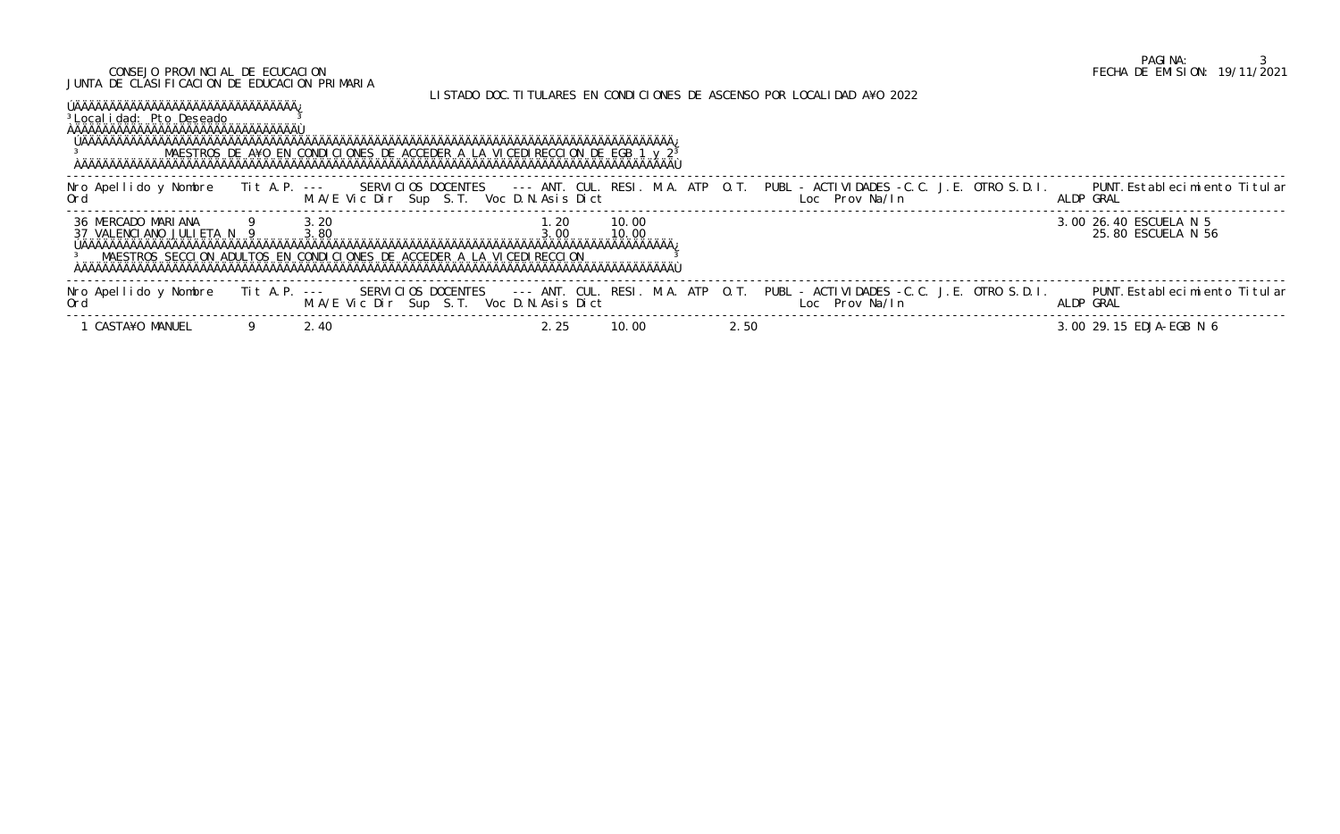CONSEJO PROVINCIAL DE ECUCACION
JUNTA DE CLASIFICACION DE EDUCACION PRIMARIA

LISTADO DOC.TITULARES EN CONDICIONES DE ASCENSO POR LOCALIDAD A¥O 2022

Localidad: Pto Deseado

MAESTROS DE A¥O EN CONDICIONES DE ACCEDER A LA VICEDIRECCION DE EGB 1 y 2

| Nro Ord | Apellido y Nombre | Tit | A.P. | --- SERVICIOS DOCENTES --- M.A/E | Vic Dir | Sup | S.T. | Voc | D.N. | ANT. Asis | CUL. Dict | RESI. | M.A. | ATP | O.T. | PUBL | - ACTIVIDADES -C.C. Loc Prov Na/In | J.E. | OTRO | S.D.I. | ALDP | PUNT. GRAL | Establecimiento Titular |
|---|---|---|---|---|---|---|---|---|---|---|---|---|---|---|---|---|---|---|---|---|---|---|---|
| 36 | MERCADO MARIANA | 9 | 3.20 | | | | | | | 1.20 | 10.00 | | | | | | | | | | 3.00 | 26.40 | ESCUELA N 5 |
| 37 | VALENCIANO JULIETA N | 9 | 3.80 | | | | | | | 3.00 | 10.00 | | | | | | | | | | | 25.80 | ESCUELA N 56 |

MAESTROS SECCION ADULTOS EN CONDICIONES DE ACCEDER A LA VICEDIRECCION

| Nro Ord | Apellido y Nombre | Tit | A.P. | --- SERVICIOS DOCENTES --- M.A/E | Vic Dir | Sup | S.T. | Voc | D.N. | ANT. Asis | CUL. Dict | RESI. | M.A. | ATP | O.T. | PUBL | - ACTIVIDADES -C.C. Loc Prov Na/In | J.E. | OTRO | S.D.I. | ALDP | PUNT. GRAL | Establecimiento Titular |
|---|---|---|---|---|---|---|---|---|---|---|---|---|---|---|---|---|---|---|---|---|---|---|---|
| 1 | CASTA¥O MANUEL | 9 | 2.40 | | | | | | | 2.25 | 10.00 | | | | 2.50 | | | | | | 3.00 | 29.15 | EDJA-EGB N 6 |